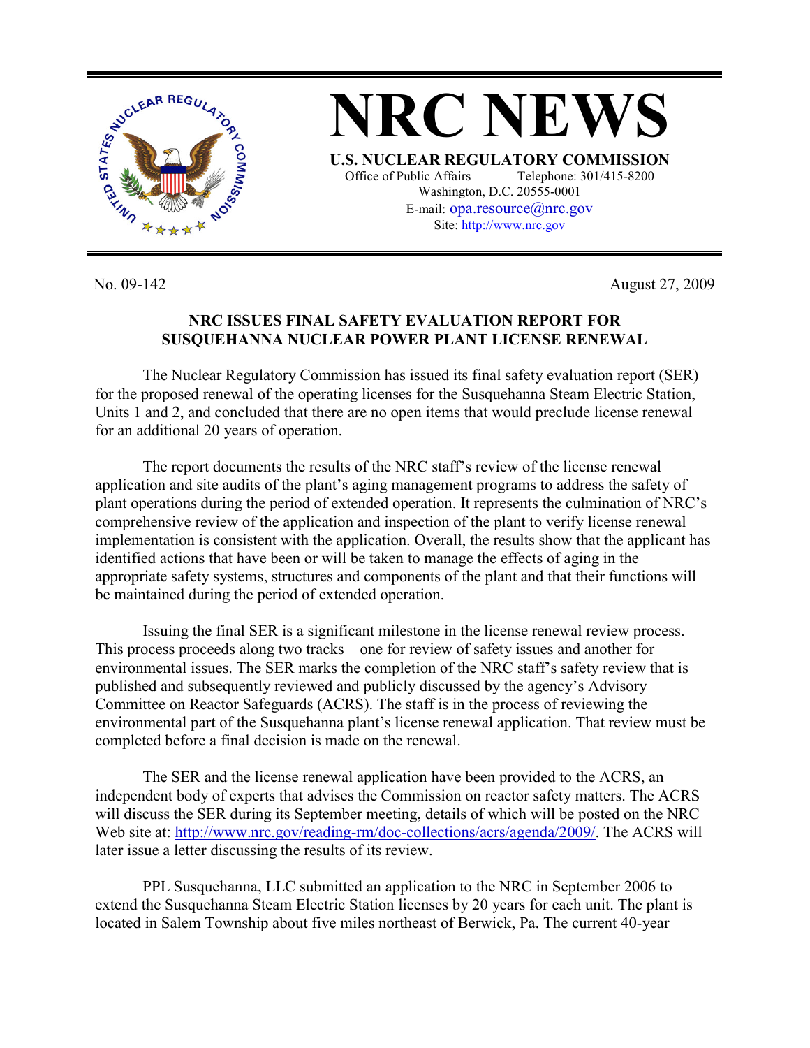# NRC NEWS

**U.S. NUCLEAR REGULATORY COMMISSION**

Office of Public Affairs Telephone: 301/415-8200
Washington, D.C. 20555-0001
E-mail: opa.resource@nrc.gov
Site: http://www.nrc.gov

No. 09-142 August 27, 2009

## NRC ISSUES FINAL SAFETY EVALUATION REPORT FOR SUSQUEHANNA NUCLEAR POWER PLANT LICENSE RENEWAL

The Nuclear Regulatory Commission has issued its final safety evaluation report (SER) for the proposed renewal of the operating licenses for the Susquehanna Steam Electric Station, Units 1 and 2, and concluded that there are no open items that would preclude license renewal for an additional 20 years of operation.

The report documents the results of the NRC staff's review of the license renewal application and site audits of the plant's aging management programs to address the safety of plant operations during the period of extended operation. It represents the culmination of NRC's comprehensive review of the application and inspection of the plant to verify license renewal implementation is consistent with the application. Overall, the results show that the applicant has identified actions that have been or will be taken to manage the effects of aging in the appropriate safety systems, structures and components of the plant and that their functions will be maintained during the period of extended operation.

Issuing the final SER is a significant milestone in the license renewal review process. This process proceeds along two tracks – one for review of safety issues and another for environmental issues. The SER marks the completion of the NRC staff's safety review that is published and subsequently reviewed and publicly discussed by the agency's Advisory Committee on Reactor Safeguards (ACRS). The staff is in the process of reviewing the environmental part of the Susquehanna plant's license renewal application. That review must be completed before a final decision is made on the renewal.

The SER and the license renewal application have been provided to the ACRS, an independent body of experts that advises the Commission on reactor safety matters. The ACRS will discuss the SER during its September meeting, details of which will be posted on the NRC Web site at: http://www.nrc.gov/reading-rm/doc-collections/acrs/agenda/2009/. The ACRS will later issue a letter discussing the results of its review.

PPL Susquehanna, LLC submitted an application to the NRC in September 2006 to extend the Susquehanna Steam Electric Station licenses by 20 years for each unit. The plant is located in Salem Township about five miles northeast of Berwick, Pa. The current 40-year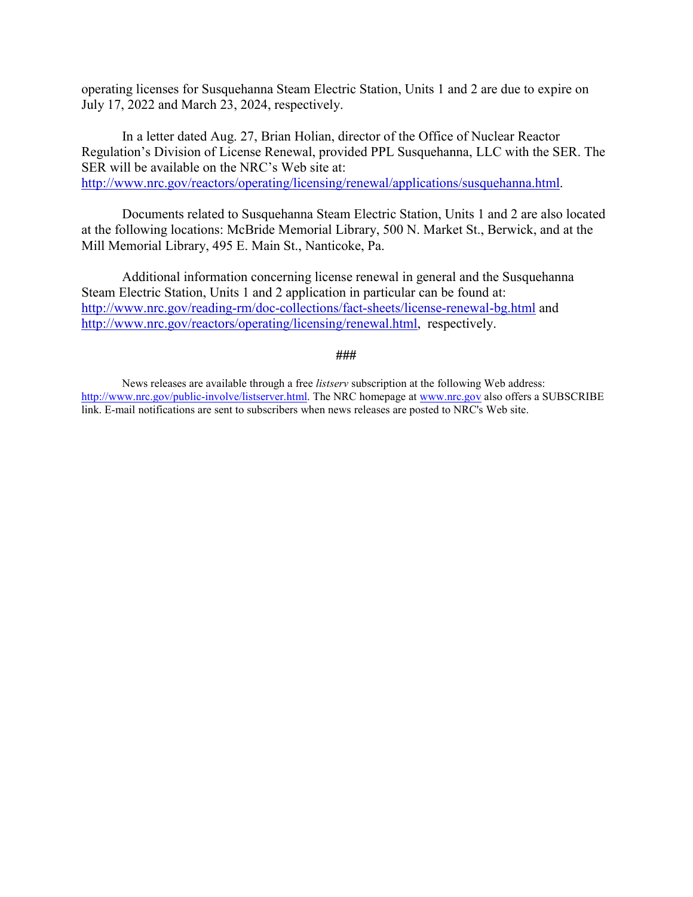operating licenses for Susquehanna Steam Electric Station, Units 1 and 2 are due to expire on July 17, 2022 and March 23, 2024, respectively.

In a letter dated Aug. 27, Brian Holian, director of the Office of Nuclear Reactor Regulation's Division of License Renewal, provided PPL Susquehanna, LLC with the SER. The SER will be available on the NRC's Web site at: http://www.nrc.gov/reactors/operating/licensing/renewal/applications/susquehanna.html.

Documents related to Susquehanna Steam Electric Station, Units 1 and 2 are also located at the following locations: McBride Memorial Library, 500 N. Market St., Berwick, and at the Mill Memorial Library, 495 E. Main St., Nanticoke, Pa.

Additional information concerning license renewal in general and the Susquehanna Steam Electric Station, Units 1 and 2 application in particular can be found at: http://www.nrc.gov/reading-rm/doc-collections/fact-sheets/license-renewal-bg.html and http://www.nrc.gov/reactors/operating/licensing/renewal.html, respectively.

###

News releases are available through a free *listserv* subscription at the following Web address: http://www.nrc.gov/public-involve/listserver.html. The NRC homepage at www.nrc.gov also offers a SUBSCRIBE link. E-mail notifications are sent to subscribers when news releases are posted to NRC's Web site.